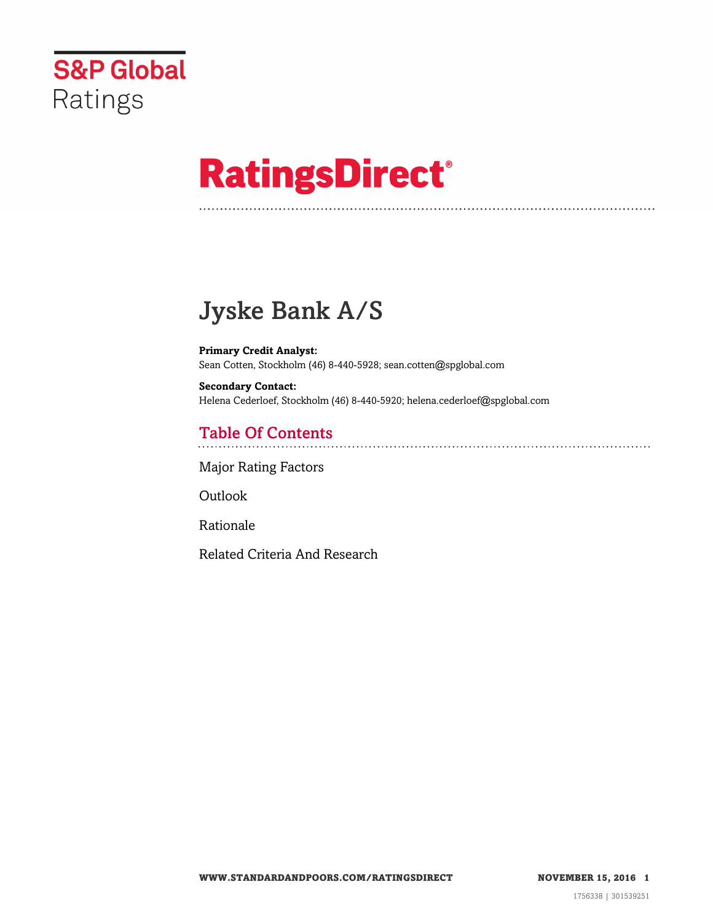S&P Global Ratings

# RatingsDirect®

# Jyske Bank A/S

**Primary Credit Analyst:**
Sean Cotten, Stockholm (46) 8-440-5928; sean.cotten@spglobal.com

**Secondary Contact:**
Helena Cederloef, Stockholm (46) 8-440-5920; helena.cederloef@spglobal.com

## Table Of Contents

Major Rating Factors

Outlook

Rationale

Related Criteria And Research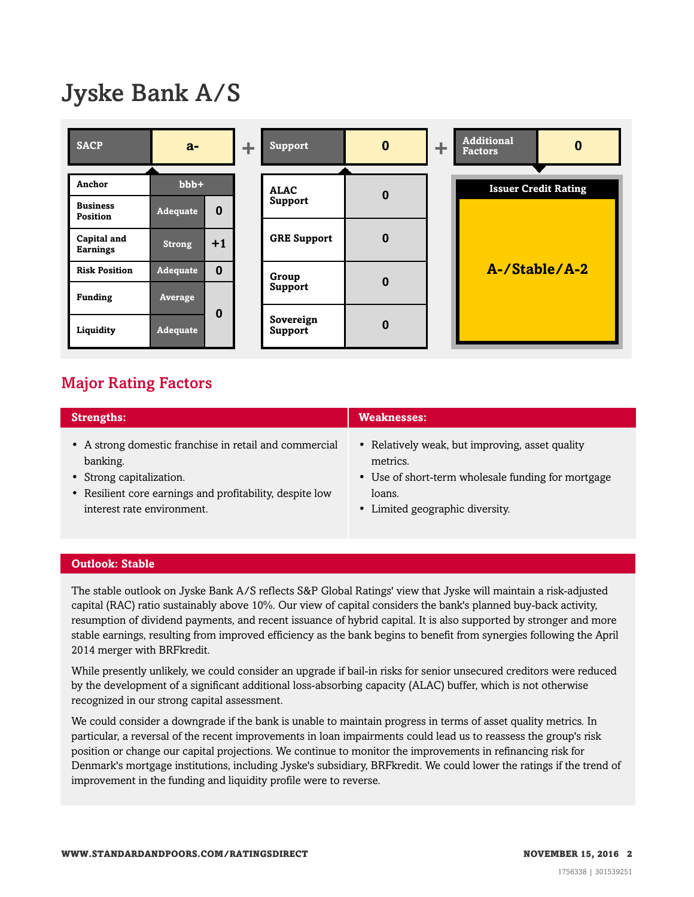# Jyske Bank A/S

| SACP | a- |
|---|---|
| Anchor | bbb+ | |
| Business Position | Adequate | 0 |
| Capital and Earnings | Strong | +1 |
| Risk Position | Adequate | 0 |
| Funding | Average | 0 |
| Liquidity | Adequate | |

\+

| Support | 0 |
|---|---|
| ALAC Support | 0 |
| GRE Support | 0 |
| Group Support | 0 |
| Sovereign Support | 0 |

\+

| Additional Factors | 0 |
|---|---|

**Issuer Credit Rating**

**A-/Stable/A-2**

## Major Rating Factors

| Strengths: | Weaknesses: |
|---|---|
| • A strong domestic franchise in retail and commercial banking.<br>• Strong capitalization.<br>• Resilient core earnings and profitability, despite low interest rate environment. | • Relatively weak, but improving, asset quality metrics.<br>• Use of short-term wholesale funding for mortgage loans.<br>• Limited geographic diversity. |

## Outlook: Stable

The stable outlook on Jyske Bank A/S reflects S&P Global Ratings' view that Jyske will maintain a risk-adjusted capital (RAC) ratio sustainably above 10%. Our view of capital considers the bank's planned buy-back activity, resumption of dividend payments, and recent issuance of hybrid capital. It is also supported by stronger and more stable earnings, resulting from improved efficiency as the bank begins to benefit from synergies following the April 2014 merger with BRFkredit.

While presently unlikely, we could consider an upgrade if bail-in risks for senior unsecured creditors were reduced by the development of a significant additional loss-absorbing capacity (ALAC) buffer, which is not otherwise recognized in our strong capital assessment.

We could consider a downgrade if the bank is unable to maintain progress in terms of asset quality metrics. In particular, a reversal of the recent improvements in loan impairments could lead us to reassess the group's risk position or change our capital projections. We continue to monitor the improvements in refinancing risk for Denmark's mortgage institutions, including Jyske's subsidiary, BRFkredit. We could lower the ratings if the trend of improvement in the funding and liquidity profile were to reverse.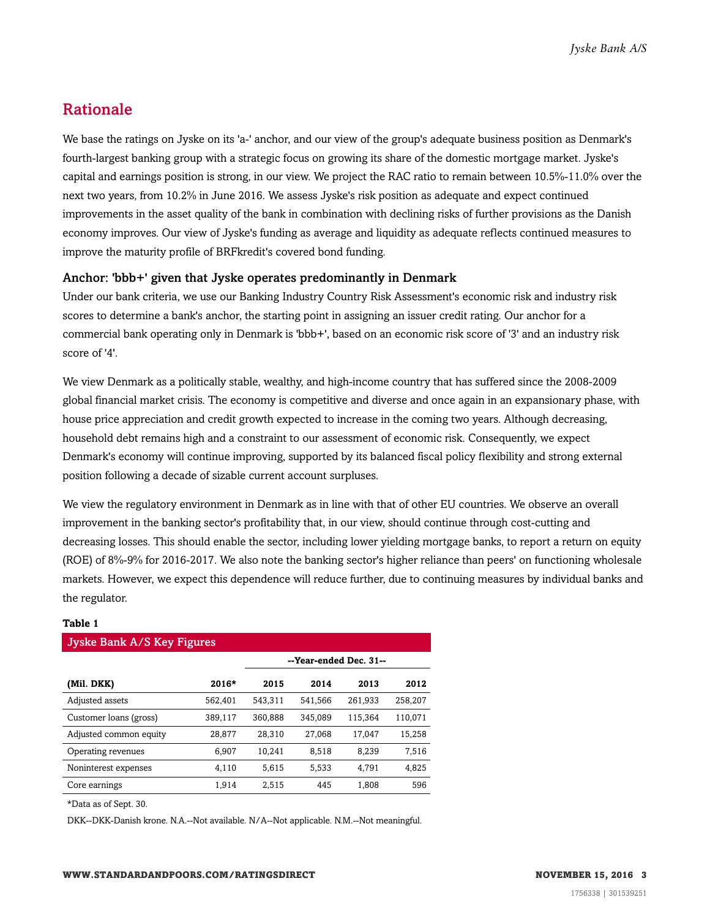## Rationale

We base the ratings on Jyske on its 'a-' anchor, and our view of the group's adequate business position as Denmark's fourth-largest banking group with a strategic focus on growing its share of the domestic mortgage market. Jyske's capital and earnings position is strong, in our view. We project the RAC ratio to remain between 10.5%-11.0% over the next two years, from 10.2% in June 2016. We assess Jyske's risk position as adequate and expect continued improvements in the asset quality of the bank in combination with declining risks of further provisions as the Danish economy improves. Our view of Jyske's funding as average and liquidity as adequate reflects continued measures to improve the maturity profile of BRFkredit's covered bond funding.

### Anchor: 'bbb+' given that Jyske operates predominantly in Denmark

Under our bank criteria, we use our Banking Industry Country Risk Assessment's economic risk and industry risk scores to determine a bank's anchor, the starting point in assigning an issuer credit rating. Our anchor for a commercial bank operating only in Denmark is 'bbb+', based on an economic risk score of '3' and an industry risk score of '4'.

We view Denmark as a politically stable, wealthy, and high-income country that has suffered since the 2008-2009 global financial market crisis. The economy is competitive and diverse and once again in an expansionary phase, with house price appreciation and credit growth expected to increase in the coming two years. Although decreasing, household debt remains high and a constraint to our assessment of economic risk. Consequently, we expect Denmark's economy will continue improving, supported by its balanced fiscal policy flexibility and strong external position following a decade of sizable current account surpluses.

We view the regulatory environment in Denmark as in line with that of other EU countries. We observe an overall improvement in the banking sector's profitability that, in our view, should continue through cost-cutting and decreasing losses. This should enable the sector, including lower yielding mortgage banks, to report a return on equity (ROE) of 8%-9% for 2016-2017. We also note the banking sector's higher reliance than peers' on functioning wholesale markets. However, we expect this dependence will reduce further, due to continuing measures by individual banks and the regulator.

**Table 1**

**Jyske Bank A/S Key Figures**

| | | --Year-ended Dec. 31-- | | | |
|---|---|---|---|---|---|
| **(Mil. DKK)** | **2016*** | **2015** | **2014** | **2013** | **2012** |
| Adjusted assets | 562,401 | 543,311 | 541,566 | 261,933 | 258,207 |
| Customer loans (gross) | 389,117 | 360,888 | 345,089 | 115,364 | 110,071 |
| Adjusted common equity | 28,877 | 28,310 | 27,068 | 17,047 | 15,258 |
| Operating revenues | 6,907 | 10,241 | 8,518 | 8,239 | 7,516 |
| Noninterest expenses | 4,110 | 5,615 | 5,533 | 4,791 | 4,825 |
| Core earnings | 1,914 | 2,515 | 445 | 1,808 | 596 |

*Data as of Sept. 30.

DKK--DKK-Danish krone. N.A.--Not available. N/A--Not applicable. N.M.--Not meaningful.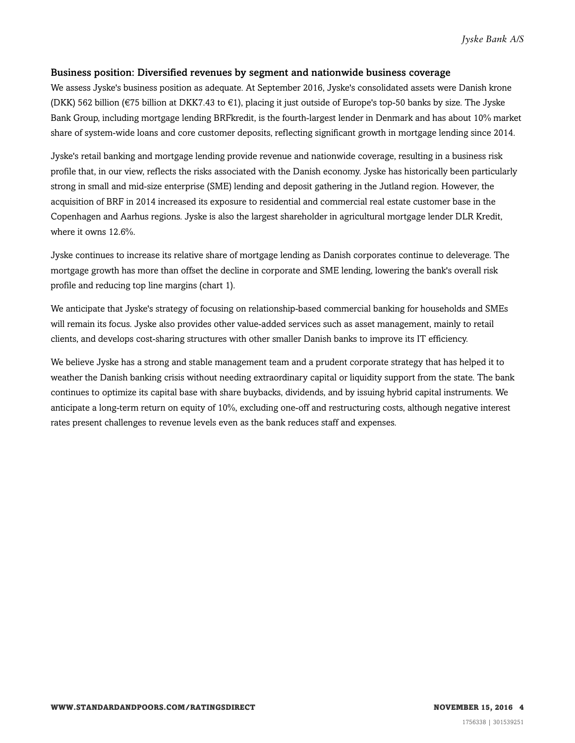### Business position: Diversified revenues by segment and nationwide business coverage

We assess Jyske's business position as adequate. At September 2016, Jyske's consolidated assets were Danish krone (DKK) 562 billion (€75 billion at DKK7.43 to €1), placing it just outside of Europe's top-50 banks by size. The Jyske Bank Group, including mortgage lending BRFkredit, is the fourth-largest lender in Denmark and has about 10% market share of system-wide loans and core customer deposits, reflecting significant growth in mortgage lending since 2014.

Jyske's retail banking and mortgage lending provide revenue and nationwide coverage, resulting in a business risk profile that, in our view, reflects the risks associated with the Danish economy. Jyske has historically been particularly strong in small and mid-size enterprise (SME) lending and deposit gathering in the Jutland region. However, the acquisition of BRF in 2014 increased its exposure to residential and commercial real estate customer base in the Copenhagen and Aarhus regions. Jyske is also the largest shareholder in agricultural mortgage lender DLR Kredit, where it owns 12.6%.

Jyske continues to increase its relative share of mortgage lending as Danish corporates continue to deleverage. The mortgage growth has more than offset the decline in corporate and SME lending, lowering the bank's overall risk profile and reducing top line margins (chart 1).

We anticipate that Jyske's strategy of focusing on relationship-based commercial banking for households and SMEs will remain its focus. Jyske also provides other value-added services such as asset management, mainly to retail clients, and develops cost-sharing structures with other smaller Danish banks to improve its IT efficiency.

We believe Jyske has a strong and stable management team and a prudent corporate strategy that has helped it to weather the Danish banking crisis without needing extraordinary capital or liquidity support from the state. The bank continues to optimize its capital base with share buybacks, dividends, and by issuing hybrid capital instruments. We anticipate a long-term return on equity of 10%, excluding one-off and restructuring costs, although negative interest rates present challenges to revenue levels even as the bank reduces staff and expenses.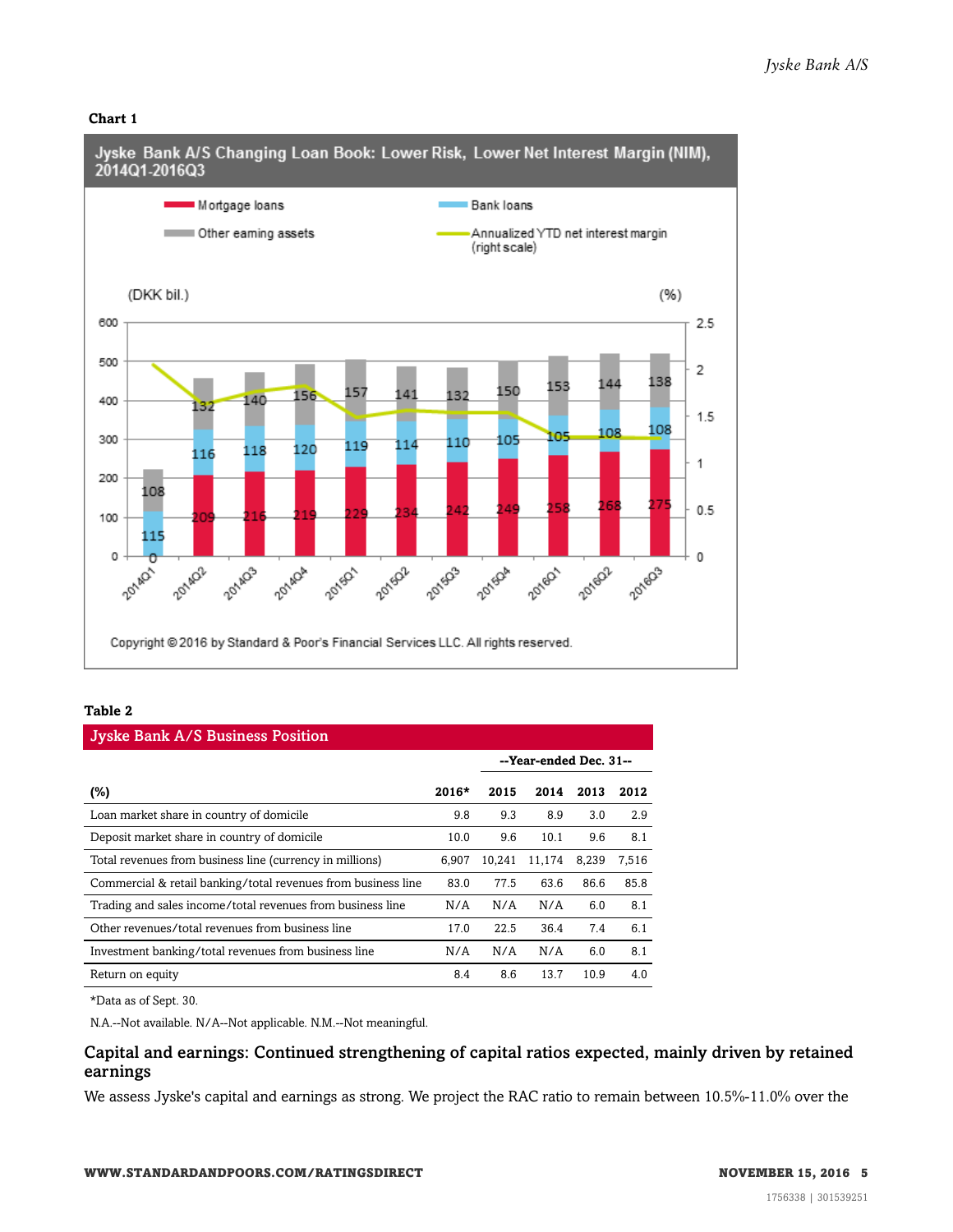**Chart 1**

**Jyske Bank A/S Changing Loan Book: Lower Risk, Lower Net Interest Margin (NIM), 2014Q1-2016Q3**

| | 2014Q1 | 2014Q2 | 2014Q3 | 2014Q4 | 2015Q1 | 2015Q2 | 2015Q3 | 2015Q4 | 2016Q1 | 2016Q2 | 2016Q3 |
|---|---|---|---|---|---|---|---|---|---|---|---|
| Mortgage loans (DKK bil.) | 0 | 209 | 216 | 219 | 229 | 234 | 242 | 249 | 258 | 268 | 275 |
| Bank loans (DKK bil.) | 115 | 116 | 118 | 120 | 119 | 114 | 110 | 105 | 105 | 108 | 108 |
| Other earning assets (DKK bil.) | 108 | 132 | 140 | 156 | 157 | 141 | 132 | 150 | 153 | 144 | 138 |

Annualized YTD net interest margin (right scale, %)

Copyright © 2016 by Standard & Poor's Financial Services LLC. All rights reserved.

**Table 2**

**Jyske Bank A/S Business Position**

| | --Year-ended Dec. 31-- | | | | |
|---|---|---|---|---|---|
| (%) | 2016* | 2015 | 2014 | 2013 | 2012 |
| Loan market share in country of domicile | 9.8 | 9.3 | 8.9 | 3.0 | 2.9 |
| Deposit market share in country of domicile | 10.0 | 9.6 | 10.1 | 9.6 | 8.1 |
| Total revenues from business line (currency in millions) | 6,907 | 10,241 | 11,174 | 8,239 | 7,516 |
| Commercial & retail banking/total revenues from business line | 83.0 | 77.5 | 63.6 | 86.6 | 85.8 |
| Trading and sales income/total revenues from business line | N/A | N/A | N/A | 6.0 | 8.1 |
| Other revenues/total revenues from business line | 17.0 | 22.5 | 36.4 | 7.4 | 6.1 |
| Investment banking/total revenues from business line | N/A | N/A | N/A | 6.0 | 8.1 |
| Return on equity | 8.4 | 8.6 | 13.7 | 10.9 | 4.0 |

*Data as of Sept. 30.

N.A.--Not available. N/A--Not applicable. N.M.--Not meaningful.

## Capital and earnings: Continued strengthening of capital ratios expected, mainly driven by retained earnings

We assess Jyske's capital and earnings as strong. We project the RAC ratio to remain between 10.5%-11.0% over the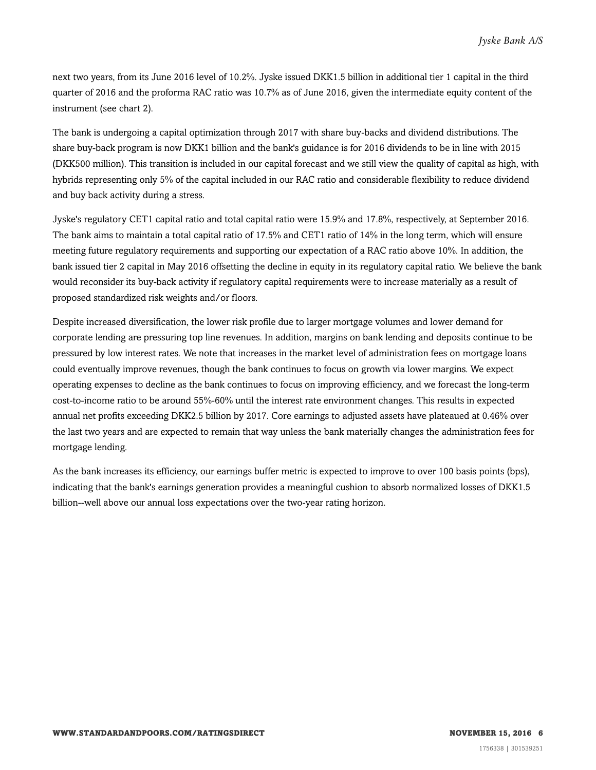next two years, from its June 2016 level of 10.2%. Jyske issued DKK1.5 billion in additional tier 1 capital in the third quarter of 2016 and the proforma RAC ratio was 10.7% as of June 2016, given the intermediate equity content of the instrument (see chart 2).

The bank is undergoing a capital optimization through 2017 with share buy-backs and dividend distributions. The share buy-back program is now DKK1 billion and the bank's guidance is for 2016 dividends to be in line with 2015 (DKK500 million). This transition is included in our capital forecast and we still view the quality of capital as high, with hybrids representing only 5% of the capital included in our RAC ratio and considerable flexibility to reduce dividend and buy back activity during a stress.

Jyske's regulatory CET1 capital ratio and total capital ratio were 15.9% and 17.8%, respectively, at September 2016. The bank aims to maintain a total capital ratio of 17.5% and CET1 ratio of 14% in the long term, which will ensure meeting future regulatory requirements and supporting our expectation of a RAC ratio above 10%. In addition, the bank issued tier 2 capital in May 2016 offsetting the decline in equity in its regulatory capital ratio. We believe the bank would reconsider its buy-back activity if regulatory capital requirements were to increase materially as a result of proposed standardized risk weights and/or floors.

Despite increased diversification, the lower risk profile due to larger mortgage volumes and lower demand for corporate lending are pressuring top line revenues. In addition, margins on bank lending and deposits continue to be pressured by low interest rates. We note that increases in the market level of administration fees on mortgage loans could eventually improve revenues, though the bank continues to focus on growth via lower margins. We expect operating expenses to decline as the bank continues to focus on improving efficiency, and we forecast the long-term cost-to-income ratio to be around 55%-60% until the interest rate environment changes. This results in expected annual net profits exceeding DKK2.5 billion by 2017. Core earnings to adjusted assets have plateaued at 0.46% over the last two years and are expected to remain that way unless the bank materially changes the administration fees for mortgage lending.

As the bank increases its efficiency, our earnings buffer metric is expected to improve to over 100 basis points (bps), indicating that the bank's earnings generation provides a meaningful cushion to absorb normalized losses of DKK1.5 billion--well above our annual loss expectations over the two-year rating horizon.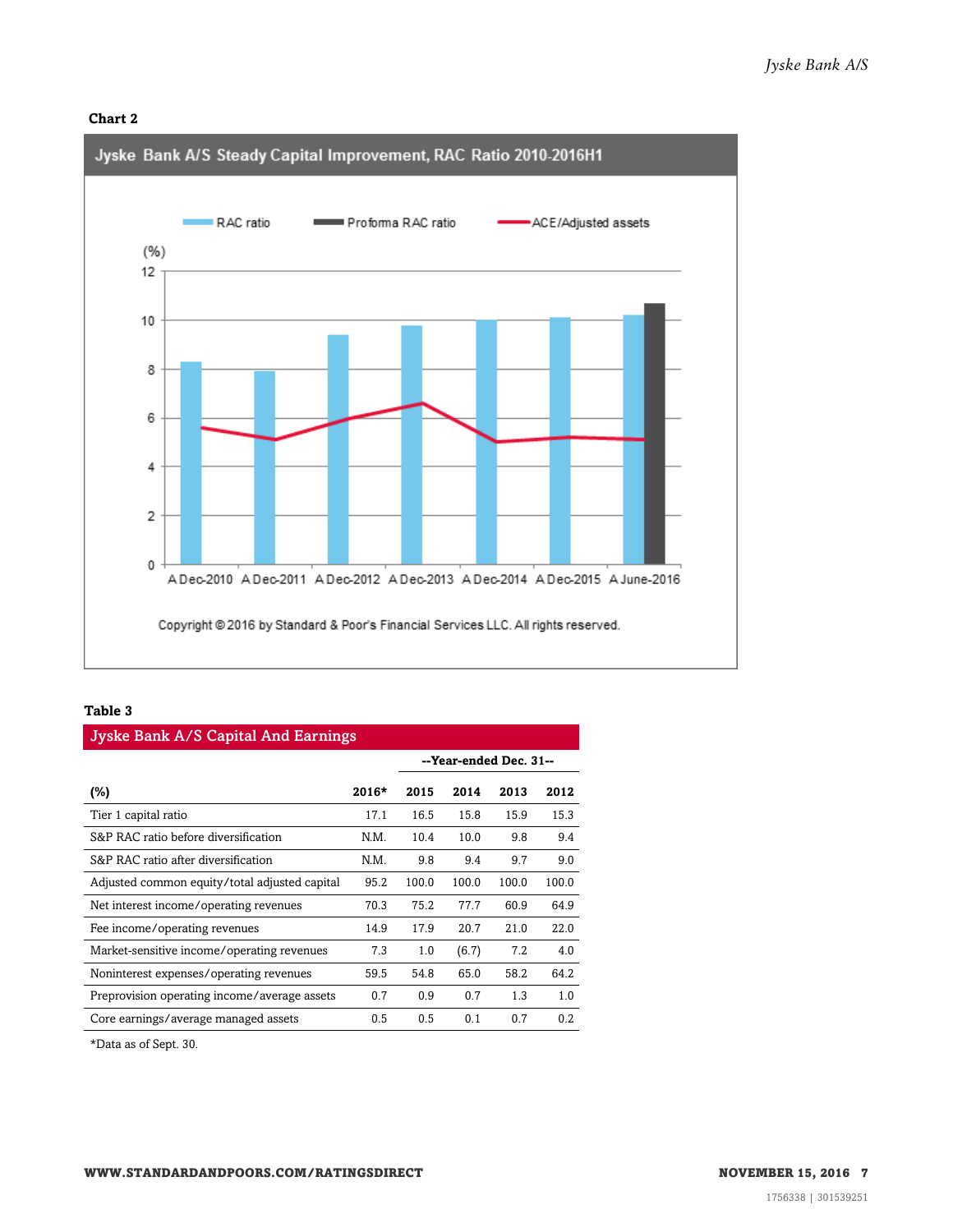**Chart 2**

**Jyske Bank A/S Steady Capital Improvement, RAC Ratio 2010-2016H1**

RAC ratio | Proforma RAC ratio | ACE/Adjusted assets

(%)

A Dec-2010 A Dec-2011 A Dec-2012 A Dec-2013 A Dec-2014 A Dec-2015 A June-2016

Copyright © 2016 by Standard & Poor's Financial Services LLC. All rights reserved.

**Table 3**

| Jyske Bank A/S Capital And Earnings | | | | | |
|---|---|---|---|---|---|
| | | --Year-ended Dec. 31-- | | | |
| **(%)** | **2016*** | **2015** | **2014** | **2013** | **2012** |
| Tier 1 capital ratio | 17.1 | 16.5 | 15.8 | 15.9 | 15.3 |
| S&P RAC ratio before diversification | N.M. | 10.4 | 10.0 | 9.8 | 9.4 |
| S&P RAC ratio after diversification | N.M. | 9.8 | 9.4 | 9.7 | 9.0 |
| Adjusted common equity/total adjusted capital | 95.2 | 100.0 | 100.0 | 100.0 | 100.0 |
| Net interest income/operating revenues | 70.3 | 75.2 | 77.7 | 60.9 | 64.9 |
| Fee income/operating revenues | 14.9 | 17.9 | 20.7 | 21.0 | 22.0 |
| Market-sensitive income/operating revenues | 7.3 | 1.0 | (6.7) | 7.2 | 4.0 |
| Noninterest expenses/operating revenues | 59.5 | 54.8 | 65.0 | 58.2 | 64.2 |
| Preprovision operating income/average assets | 0.7 | 0.9 | 0.7 | 1.3 | 1.0 |
| Core earnings/average managed assets | 0.5 | 0.5 | 0.1 | 0.7 | 0.2 |

*Data as of Sept. 30.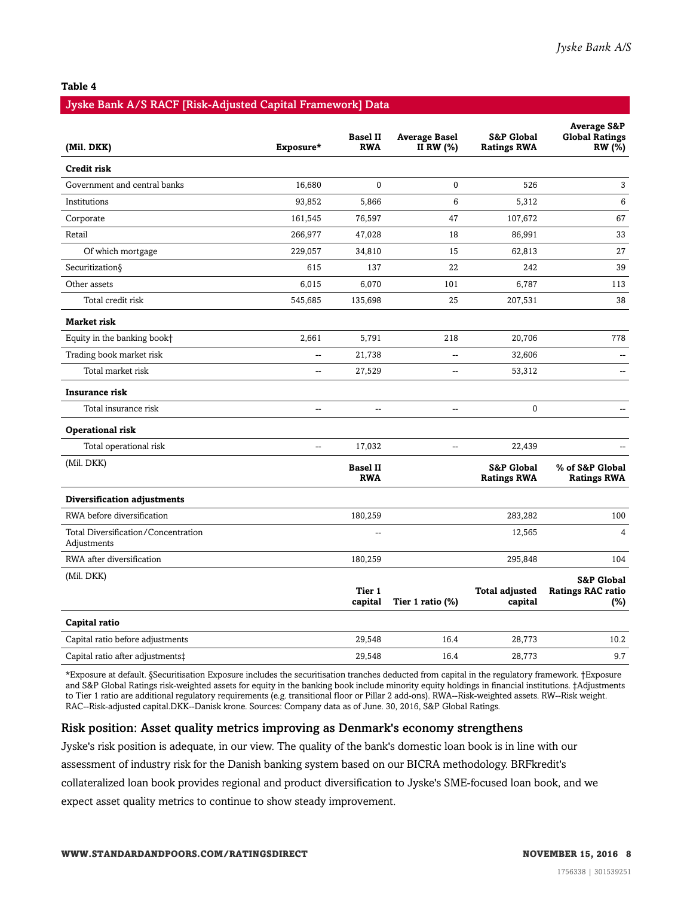**Table 4**

**Jyske Bank A/S RACF [Risk-Adjusted Capital Framework] Data**

| (Mil. DKK) | Exposure* | Basel II RWA | Average Basel II RW (%) | S&P Global Ratings RWA | Average S&P Global Ratings RW (%) |
|---|---|---|---|---|---|
| **Credit risk** | | | | | |
| Government and central banks | 16,680 | 0 | 0 | 526 | 3 |
| Institutions | 93,852 | 5,866 | 6 | 5,312 | 6 |
| Corporate | 161,545 | 76,597 | 47 | 107,672 | 67 |
| Retail | 266,977 | 47,028 | 18 | 86,991 | 33 |
| Of which mortgage | 229,057 | 34,810 | 15 | 62,813 | 27 |
| Securitization§ | 615 | 137 | 22 | 242 | 39 |
| Other assets | 6,015 | 6,070 | 101 | 6,787 | 113 |
| Total credit risk | 545,685 | 135,698 | 25 | 207,531 | 38 |
| **Market risk** | | | | | |
| Equity in the banking book† | 2,661 | 5,791 | 218 | 20,706 | 778 |
| Trading book market risk | -- | 21,738 | -- | 32,606 | -- |
| Total market risk | -- | 27,529 | -- | 53,312 | -- |
| **Insurance risk** | | | | | |
| Total insurance risk | -- | -- | -- | 0 | -- |
| **Operational risk** | | | | | |
| Total operational risk | -- | 17,032 | -- | 22,439 | -- |
| (Mil. DKK) | | **Basel II RWA** | | **S&P Global Ratings RWA** | **% of S&P Global Ratings RWA** |
| **Diversification adjustments** | | | | | |
| RWA before diversification | | 180,259 | | 283,282 | 100 |
| Total Diversification/Concentration Adjustments | | -- | | 12,565 | 4 |
| RWA after diversification | | 180,259 | | 295,848 | 104 |
| (Mil. DKK) | | **Tier 1 capital** | **Tier 1 ratio (%)** | **Total adjusted capital** | **S&P Global Ratings RAC ratio (%)** |
| **Capital ratio** | | | | | |
| Capital ratio before adjustments | | 29,548 | 16.4 | 28,773 | 10.2 |
| Capital ratio after adjustments‡ | | 29,548 | 16.4 | 28,773 | 9.7 |

*Exposure at default. §Securitisation Exposure includes the securitisation tranches deducted from capital in the regulatory framework. †Exposure and S&P Global Ratings risk-weighted assets for equity in the banking book include minority equity holdings in financial institutions. ‡Adjustments to Tier 1 ratio are additional regulatory requirements (e.g. transitional floor or Pillar 2 add-ons). RWA--Risk-weighted assets. RW--Risk weight. RAC--Risk-adjusted capital.DKK--Danish krone. Sources: Company data as of June. 30, 2016, S&P Global Ratings.

## Risk position: Asset quality metrics improving as Denmark's economy strengthens

Jyske's risk position is adequate, in our view. The quality of the bank's domestic loan book is in line with our assessment of industry risk for the Danish banking system based on our BICRA methodology. BRFkredit's collateralized loan book provides regional and product diversification to Jyske's SME-focused loan book, and we expect asset quality metrics to continue to show steady improvement.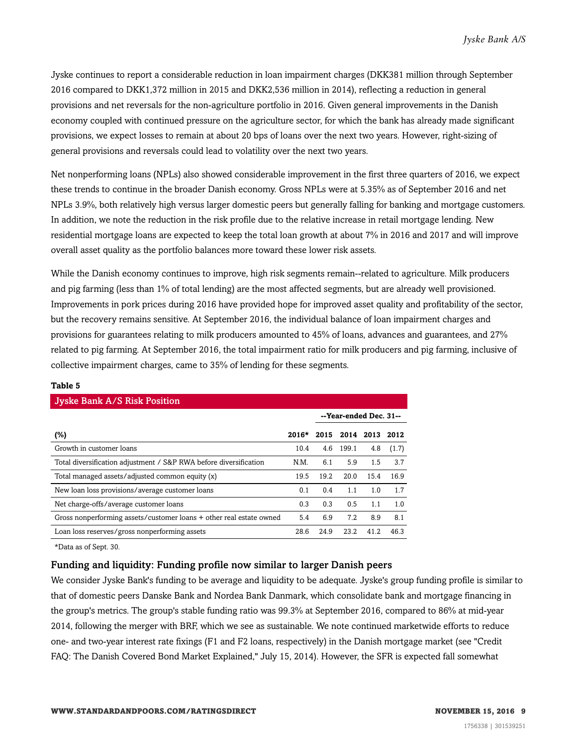Jyske continues to report a considerable reduction in loan impairment charges (DKK381 million through September 2016 compared to DKK1,372 million in 2015 and DKK2,536 million in 2014), reflecting a reduction in general provisions and net reversals for the non-agriculture portfolio in 2016. Given general improvements in the Danish economy coupled with continued pressure on the agriculture sector, for which the bank has already made significant provisions, we expect losses to remain at about 20 bps of loans over the next two years. However, right-sizing of general provisions and reversals could lead to volatility over the next two years.

Net nonperforming loans (NPLs) also showed considerable improvement in the first three quarters of 2016, we expect these trends to continue in the broader Danish economy. Gross NPLs were at 5.35% as of September 2016 and net NPLs 3.9%, both relatively high versus larger domestic peers but generally falling for banking and mortgage customers. In addition, we note the reduction in the risk profile due to the relative increase in retail mortgage lending. New residential mortgage loans are expected to keep the total loan growth at about 7% in 2016 and 2017 and will improve overall asset quality as the portfolio balances more toward these lower risk assets.

While the Danish economy continues to improve, high risk segments remain--related to agriculture. Milk producers and pig farming (less than 1% of total lending) are the most affected segments, but are already well provisioned. Improvements in pork prices during 2016 have provided hope for improved asset quality and profitability of the sector, but the recovery remains sensitive. At September 2016, the individual balance of loan impairment charges and provisions for guarantees relating to milk producers amounted to 45% of loans, advances and guarantees, and 27% related to pig farming. At September 2016, the total impairment ratio for milk producers and pig farming, inclusive of collective impairment charges, came to 35% of lending for these segments.

**Table 5**

**Jyske Bank A/S Risk Position**

| | | --Year-ended Dec. 31-- | | | |
|---|---|---|---|---|---|
| **(%)** | **2016*** | **2015** | **2014** | **2013** | **2012** |
| Growth in customer loans | 10.4 | 4.6 | 199.1 | 4.8 | (1.7) |
| Total diversification adjustment / S&P RWA before diversification | N.M. | 6.1 | 5.9 | 1.5 | 3.7 |
| Total managed assets/adjusted common equity (x) | 19.5 | 19.2 | 20.0 | 15.4 | 16.9 |
| New loan loss provisions/average customer loans | 0.1 | 0.4 | 1.1 | 1.0 | 1.7 |
| Net charge-offs/average customer loans | 0.3 | 0.3 | 0.5 | 1.1 | 1.0 |
| Gross nonperforming assets/customer loans + other real estate owned | 5.4 | 6.9 | 7.2 | 8.9 | 8.1 |
| Loan loss reserves/gross nonperforming assets | 28.6 | 24.9 | 23.2 | 41.2 | 46.3 |

*Data as of Sept. 30.

## Funding and liquidity: Funding profile now similar to larger Danish peers

We consider Jyske Bank's funding to be average and liquidity to be adequate. Jyske's group funding profile is similar to that of domestic peers Danske Bank and Nordea Bank Danmark, which consolidate bank and mortgage financing in the group's metrics. The group's stable funding ratio was 99.3% at September 2016, compared to 86% at mid-year 2014, following the merger with BRF, which we see as sustainable. We note continued marketwide efforts to reduce one- and two-year interest rate fixings (F1 and F2 loans, respectively) in the Danish mortgage market (see "Credit FAQ: The Danish Covered Bond Market Explained," July 15, 2014). However, the SFR is expected fall somewhat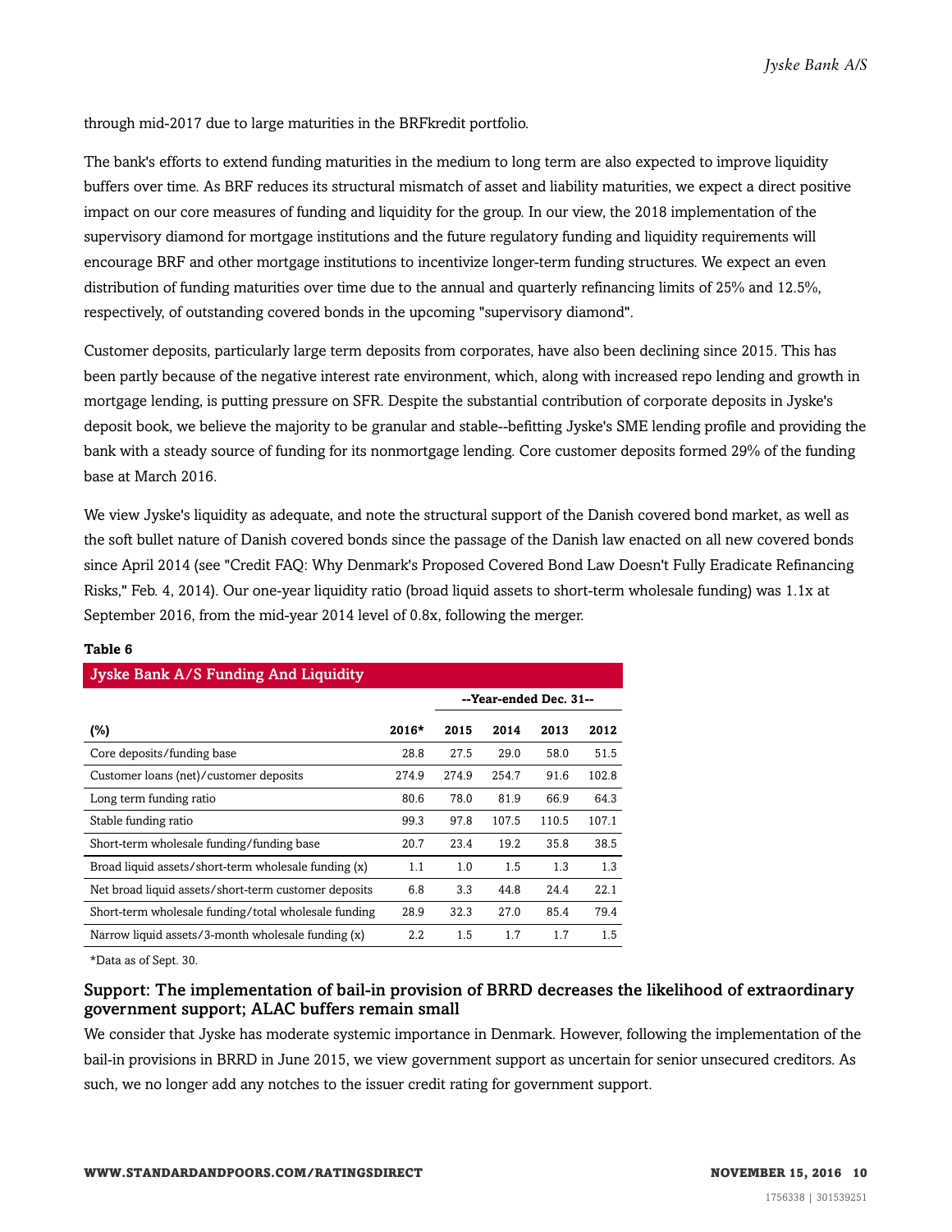through mid-2017 due to large maturities in the BRFkredit portfolio.

The bank's efforts to extend funding maturities in the medium to long term are also expected to improve liquidity buffers over time. As BRF reduces its structural mismatch of asset and liability maturities, we expect a direct positive impact on our core measures of funding and liquidity for the group. In our view, the 2018 implementation of the supervisory diamond for mortgage institutions and the future regulatory funding and liquidity requirements will encourage BRF and other mortgage institutions to incentivize longer-term funding structures. We expect an even distribution of funding maturities over time due to the annual and quarterly refinancing limits of 25% and 12.5%, respectively, of outstanding covered bonds in the upcoming "supervisory diamond".

Customer deposits, particularly large term deposits from corporates, have also been declining since 2015. This has been partly because of the negative interest rate environment, which, along with increased repo lending and growth in mortgage lending, is putting pressure on SFR. Despite the substantial contribution of corporate deposits in Jyske's deposit book, we believe the majority to be granular and stable--befitting Jyske's SME lending profile and providing the bank with a steady source of funding for its nonmortgage lending. Core customer deposits formed 29% of the funding base at March 2016.

We view Jyske's liquidity as adequate, and note the structural support of the Danish covered bond market, as well as the soft bullet nature of Danish covered bonds since the passage of the Danish law enacted on all new covered bonds since April 2014 (see "Credit FAQ: Why Denmark's Proposed Covered Bond Law Doesn't Fully Eradicate Refinancing Risks," Feb. 4, 2014). Our one-year liquidity ratio (broad liquid assets to short-term wholesale funding) was 1.1x at September 2016, from the mid-year 2014 level of 0.8x, following the merger.

**Table 6**

**Jyske Bank A/S Funding And Liquidity**

| | | --Year-ended Dec. 31-- | | | |
|---|---|---|---|---|---|
| **(%)** | **2016*** | **2015** | **2014** | **2013** | **2012** |
| Core deposits/funding base | 28.8 | 27.5 | 29.0 | 58.0 | 51.5 |
| Customer loans (net)/customer deposits | 274.9 | 274.9 | 254.7 | 91.6 | 102.8 |
| Long term funding ratio | 80.6 | 78.0 | 81.9 | 66.9 | 64.3 |
| Stable funding ratio | 99.3 | 97.8 | 107.5 | 110.5 | 107.1 |
| Short-term wholesale funding/funding base | 20.7 | 23.4 | 19.2 | 35.8 | 38.5 |
| Broad liquid assets/short-term wholesale funding (x) | 1.1 | 1.0 | 1.5 | 1.3 | 1.3 |
| Net broad liquid assets/short-term customer deposits | 6.8 | 3.3 | 44.8 | 24.4 | 22.1 |
| Short-term wholesale funding/total wholesale funding | 28.9 | 32.3 | 27.0 | 85.4 | 79.4 |
| Narrow liquid assets/3-month wholesale funding (x) | 2.2 | 1.5 | 1.7 | 1.7 | 1.5 |

*Data as of Sept. 30.

## Support: The implementation of bail-in provision of BRRD decreases the likelihood of extraordinary government support; ALAC buffers remain small

We consider that Jyske has moderate systemic importance in Denmark. However, following the implementation of the bail-in provisions in BRRD in June 2015, we view government support as uncertain for senior unsecured creditors. As such, we no longer add any notches to the issuer credit rating for government support.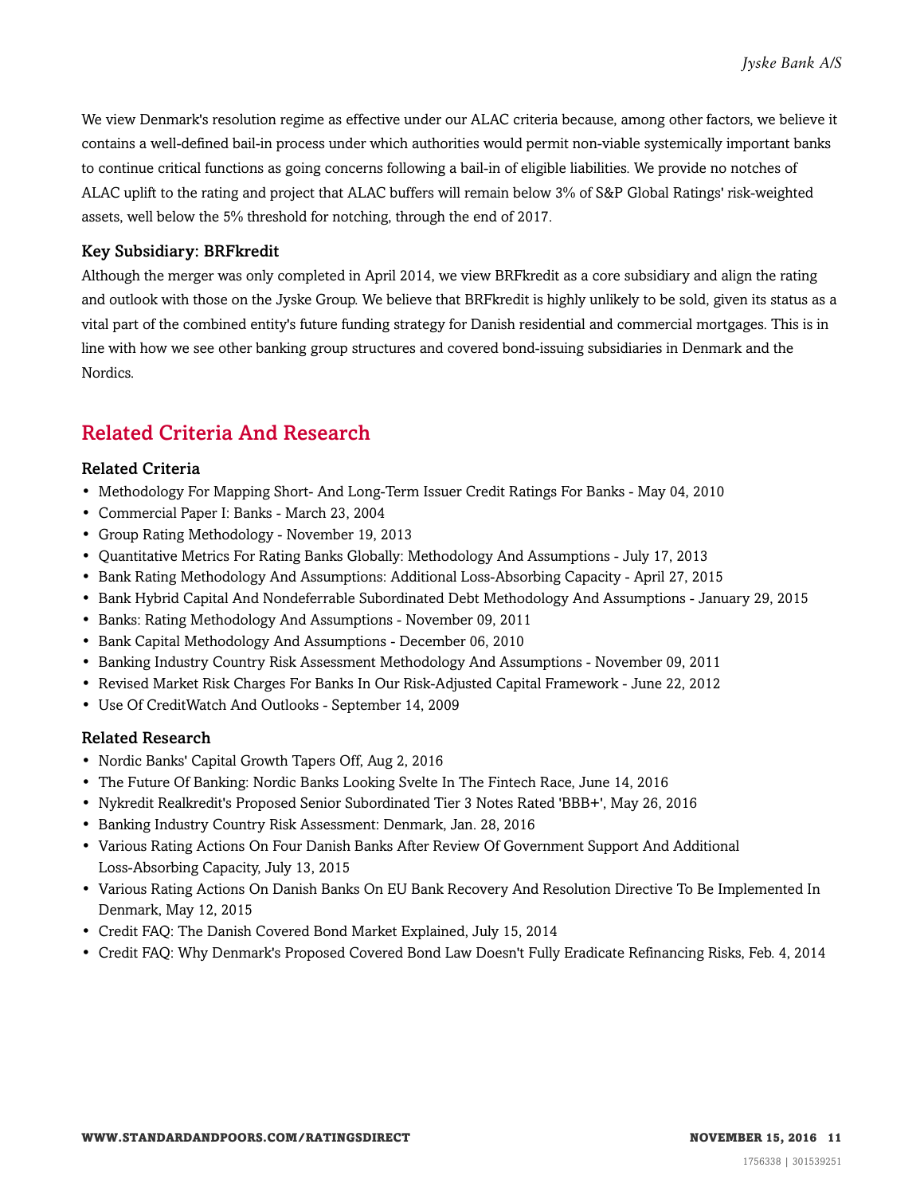We view Denmark's resolution regime as effective under our ALAC criteria because, among other factors, we believe it contains a well-defined bail-in process under which authorities would permit non-viable systemically important banks to continue critical functions as going concerns following a bail-in of eligible liabilities. We provide no notches of ALAC uplift to the rating and project that ALAC buffers will remain below 3% of S&P Global Ratings' risk-weighted assets, well below the 5% threshold for notching, through the end of 2017.

### Key Subsidiary: BRFkredit

Although the merger was only completed in April 2014, we view BRFkredit as a core subsidiary and align the rating and outlook with those on the Jyske Group. We believe that BRFkredit is highly unlikely to be sold, given its status as a vital part of the combined entity's future funding strategy for Danish residential and commercial mortgages. This is in line with how we see other banking group structures and covered bond-issuing subsidiaries in Denmark and the Nordics.

## Related Criteria And Research

### Related Criteria

- Methodology For Mapping Short- And Long-Term Issuer Credit Ratings For Banks - May 04, 2010
- Commercial Paper I: Banks - March 23, 2004
- Group Rating Methodology - November 19, 2013
- Quantitative Metrics For Rating Banks Globally: Methodology And Assumptions - July 17, 2013
- Bank Rating Methodology And Assumptions: Additional Loss-Absorbing Capacity - April 27, 2015
- Bank Hybrid Capital And Nondeferrable Subordinated Debt Methodology And Assumptions - January 29, 2015
- Banks: Rating Methodology And Assumptions - November 09, 2011
- Bank Capital Methodology And Assumptions - December 06, 2010
- Banking Industry Country Risk Assessment Methodology And Assumptions - November 09, 2011
- Revised Market Risk Charges For Banks In Our Risk-Adjusted Capital Framework - June 22, 2012
- Use Of CreditWatch And Outlooks - September 14, 2009

### Related Research

- Nordic Banks' Capital Growth Tapers Off, Aug 2, 2016
- The Future Of Banking: Nordic Banks Looking Svelte In The Fintech Race, June 14, 2016
- Nykredit Realkredit's Proposed Senior Subordinated Tier 3 Notes Rated 'BBB+', May 26, 2016
- Banking Industry Country Risk Assessment: Denmark, Jan. 28, 2016
- Various Rating Actions On Four Danish Banks After Review Of Government Support And Additional Loss-Absorbing Capacity, July 13, 2015
- Various Rating Actions On Danish Banks On EU Bank Recovery And Resolution Directive To Be Implemented In Denmark, May 12, 2015
- Credit FAQ: The Danish Covered Bond Market Explained, July 15, 2014
- Credit FAQ: Why Denmark's Proposed Covered Bond Law Doesn't Fully Eradicate Refinancing Risks, Feb. 4, 2014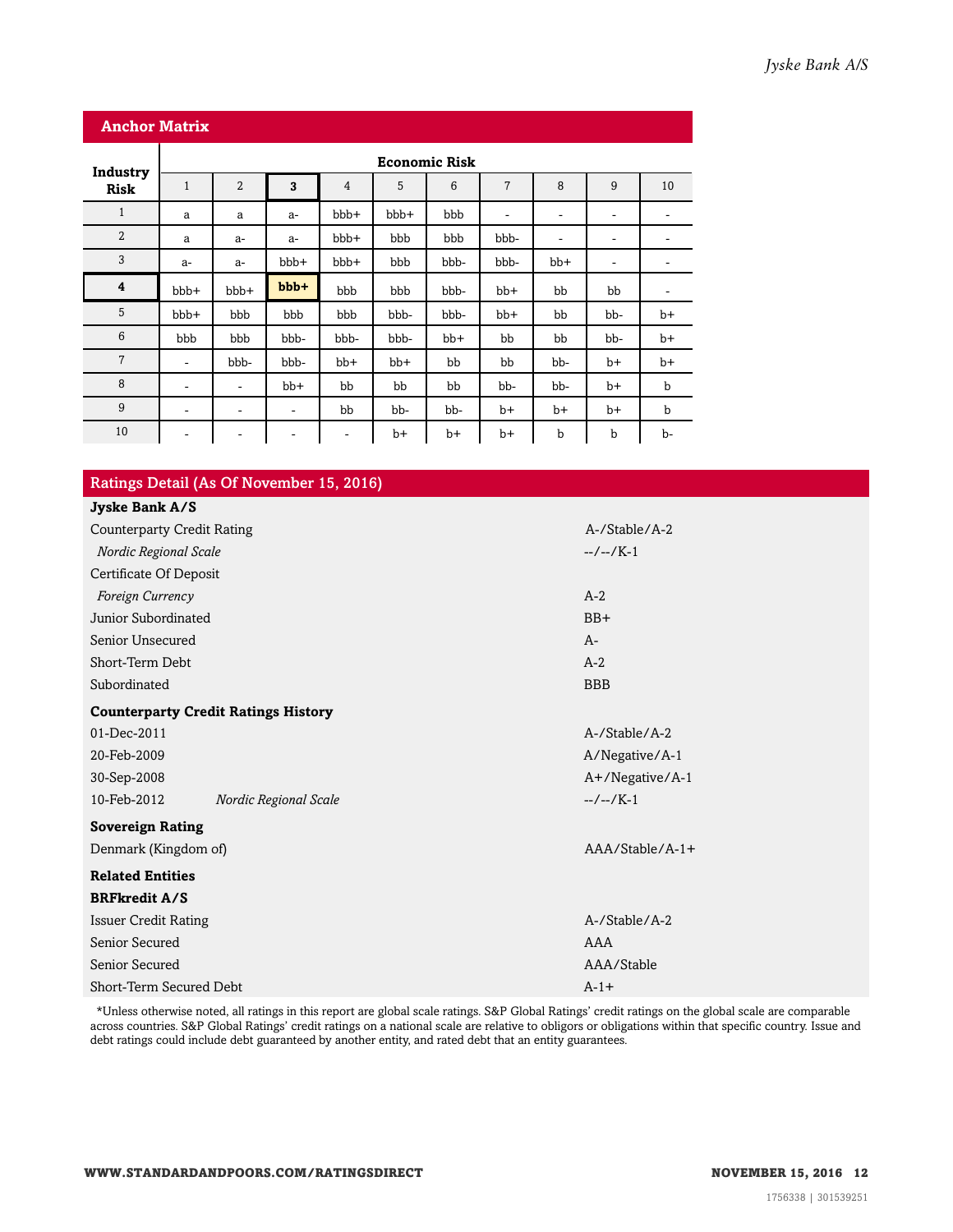## Anchor Matrix

| Industry Risk | Economic Risk | | | | | | | | | |
|---|---|---|---|---|---|---|---|---|---|---|
| | 1 | 2 | **3** | 4 | 5 | 6 | 7 | 8 | 9 | 10 |
| 1 | a | a | a- | bbb+ | bbb+ | bbb | - | - | - | - |
| 2 | a | a- | a- | bbb+ | bbb | bbb | bbb- | - | - | - |
| 3 | a- | a- | bbb+ | bbb+ | bbb | bbb- | bbb- | bb+ | - | - |
| **4** | bbb+ | bbb+ | **bbb+** | bbb | bbb | bbb- | bb+ | bb | bb | - |
| 5 | bbb+ | bbb | bbb | bbb | bbb- | bbb- | bb+ | bb | bb- | b+ |
| 6 | bbb | bbb | bbb- | bbb- | bbb- | bb+ | bb | bb | bb- | b+ |
| 7 | - | bbb- | bbb- | bb+ | bb+ | bb | bb | bb- | b+ | b+ |
| 8 | - | - | bb+ | bb | bb | bb | bb- | bb- | b+ | b |
| 9 | - | - | - | bb | bb- | bb- | b+ | b+ | b+ | b |
| 10 | - | - | - | - | b+ | b+ | b+ | b | b | b- |

## Ratings Detail (As Of November 15, 2016)

| | |
|---|---|
| **Jyske Bank A/S** | |
| Counterparty Credit Rating | A-/Stable/A-2 |
| *Nordic Regional Scale* | --/--/K-1 |
| Certificate Of Deposit | |
| *Foreign Currency* | A-2 |
| Junior Subordinated | BB+ |
| Senior Unsecured | A- |
| Short-Term Debt | A-2 |
| Subordinated | BBB |
| **Counterparty Credit Ratings History** | |
| 01-Dec-2011 | A-/Stable/A-2 |
| 20-Feb-2009 | A/Negative/A-1 |
| 30-Sep-2008 | A+/Negative/A-1 |
| 10-Feb-2012 *Nordic Regional Scale* | --/--/K-1 |
| **Sovereign Rating** | |
| Denmark (Kingdom of) | AAA/Stable/A-1+ |
| **Related Entities** | |
| **BRFkredit A/S** | |
| Issuer Credit Rating | A-/Stable/A-2 |
| Senior Secured | AAA |
| Senior Secured | AAA/Stable |
| Short-Term Secured Debt | A-1+ |

*Unless otherwise noted, all ratings in this report are global scale ratings. S&P Global Ratings' credit ratings on the global scale are comparable across countries. S&P Global Ratings' credit ratings on a national scale are relative to obligors or obligations within that specific country. Issue and debt ratings could include debt guaranteed by another entity, and rated debt that an entity guarantees.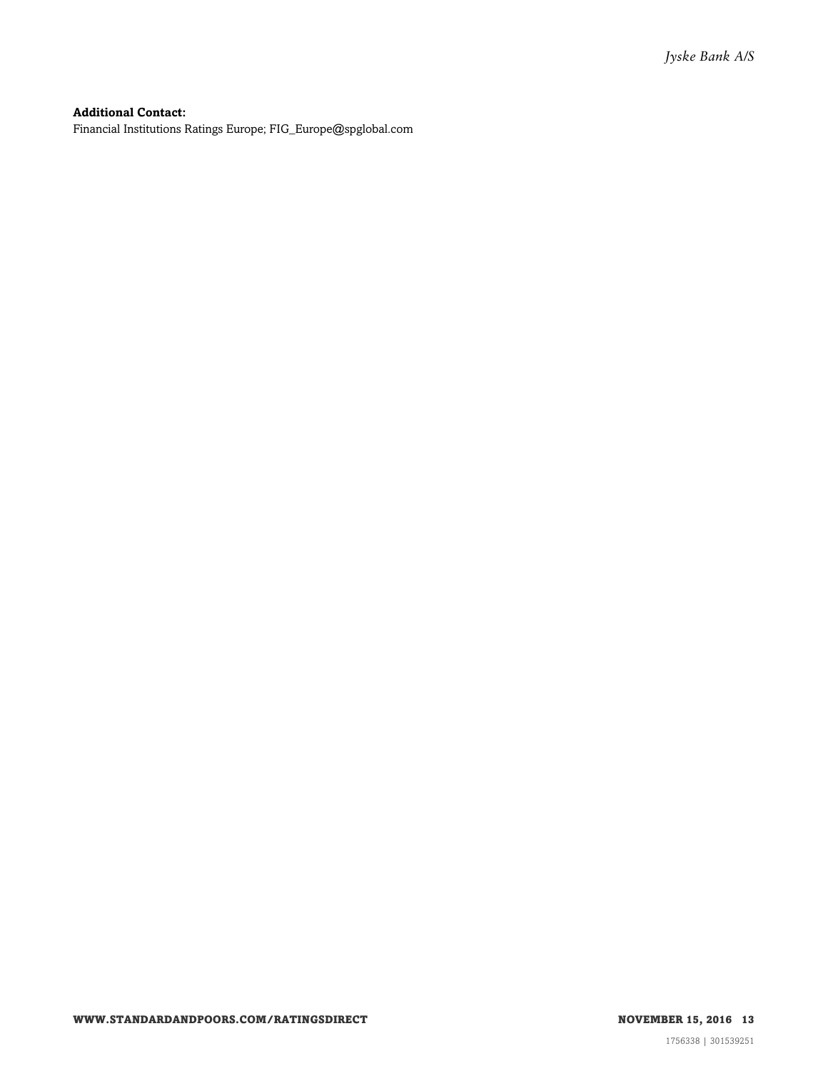**Additional Contact:**
Financial Institutions Ratings Europe; FIG_Europe@spglobal.com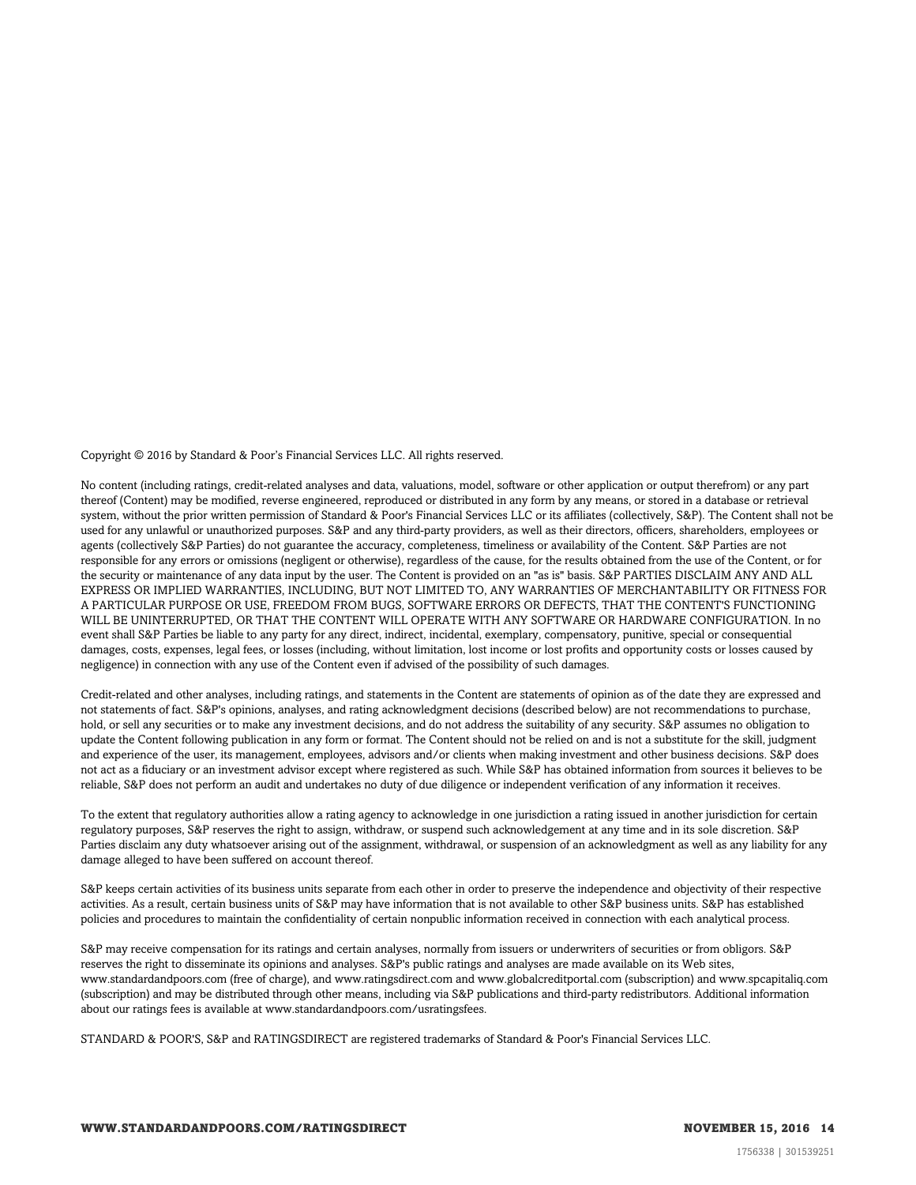Copyright © 2016 by Standard & Poor's Financial Services LLC. All rights reserved.

No content (including ratings, credit-related analyses and data, valuations, model, software or other application or output therefrom) or any part thereof (Content) may be modified, reverse engineered, reproduced or distributed in any form by any means, or stored in a database or retrieval system, without the prior written permission of Standard & Poor's Financial Services LLC or its affiliates (collectively, S&P). The Content shall not be used for any unlawful or unauthorized purposes. S&P and any third-party providers, as well as their directors, officers, shareholders, employees or agents (collectively S&P Parties) do not guarantee the accuracy, completeness, timeliness or availability of the Content. S&P Parties are not responsible for any errors or omissions (negligent or otherwise), regardless of the cause, for the results obtained from the use of the Content, or for the security or maintenance of any data input by the user. The Content is provided on an "as is" basis. S&P PARTIES DISCLAIM ANY AND ALL EXPRESS OR IMPLIED WARRANTIES, INCLUDING, BUT NOT LIMITED TO, ANY WARRANTIES OF MERCHANTABILITY OR FITNESS FOR A PARTICULAR PURPOSE OR USE, FREEDOM FROM BUGS, SOFTWARE ERRORS OR DEFECTS, THAT THE CONTENT'S FUNCTIONING WILL BE UNINTERRUPTED, OR THAT THE CONTENT WILL OPERATE WITH ANY SOFTWARE OR HARDWARE CONFIGURATION. In no event shall S&P Parties be liable to any party for any direct, indirect, incidental, exemplary, compensatory, punitive, special or consequential damages, costs, expenses, legal fees, or losses (including, without limitation, lost income or lost profits and opportunity costs or losses caused by negligence) in connection with any use of the Content even if advised of the possibility of such damages.

Credit-related and other analyses, including ratings, and statements in the Content are statements of opinion as of the date they are expressed and not statements of fact. S&P's opinions, analyses, and rating acknowledgment decisions (described below) are not recommendations to purchase, hold, or sell any securities or to make any investment decisions, and do not address the suitability of any security. S&P assumes no obligation to update the Content following publication in any form or format. The Content should not be relied on and is not a substitute for the skill, judgment and experience of the user, its management, employees, advisors and/or clients when making investment and other business decisions. S&P does not act as a fiduciary or an investment advisor except where registered as such. While S&P has obtained information from sources it believes to be reliable, S&P does not perform an audit and undertakes no duty of due diligence or independent verification of any information it receives.

To the extent that regulatory authorities allow a rating agency to acknowledge in one jurisdiction a rating issued in another jurisdiction for certain regulatory purposes, S&P reserves the right to assign, withdraw, or suspend such acknowledgement at any time and in its sole discretion. S&P Parties disclaim any duty whatsoever arising out of the assignment, withdrawal, or suspension of an acknowledgment as well as any liability for any damage alleged to have been suffered on account thereof.

S&P keeps certain activities of its business units separate from each other in order to preserve the independence and objectivity of their respective activities. As a result, certain business units of S&P may have information that is not available to other S&P business units. S&P has established policies and procedures to maintain the confidentiality of certain nonpublic information received in connection with each analytical process.

S&P may receive compensation for its ratings and certain analyses, normally from issuers or underwriters of securities or from obligors. S&P reserves the right to disseminate its opinions and analyses. S&P's public ratings and analyses are made available on its Web sites, www.standardandpoors.com (free of charge), and www.ratingsdirect.com and www.globalcreditportal.com (subscription) and www.spcapitaliq.com (subscription) and may be distributed through other means, including via S&P publications and third-party redistributors. Additional information about our ratings fees is available at www.standardandpoors.com/usratingsfees.

STANDARD & POOR'S, S&P and RATINGSDIRECT are registered trademarks of Standard & Poor's Financial Services LLC.

1756338 | 301539251